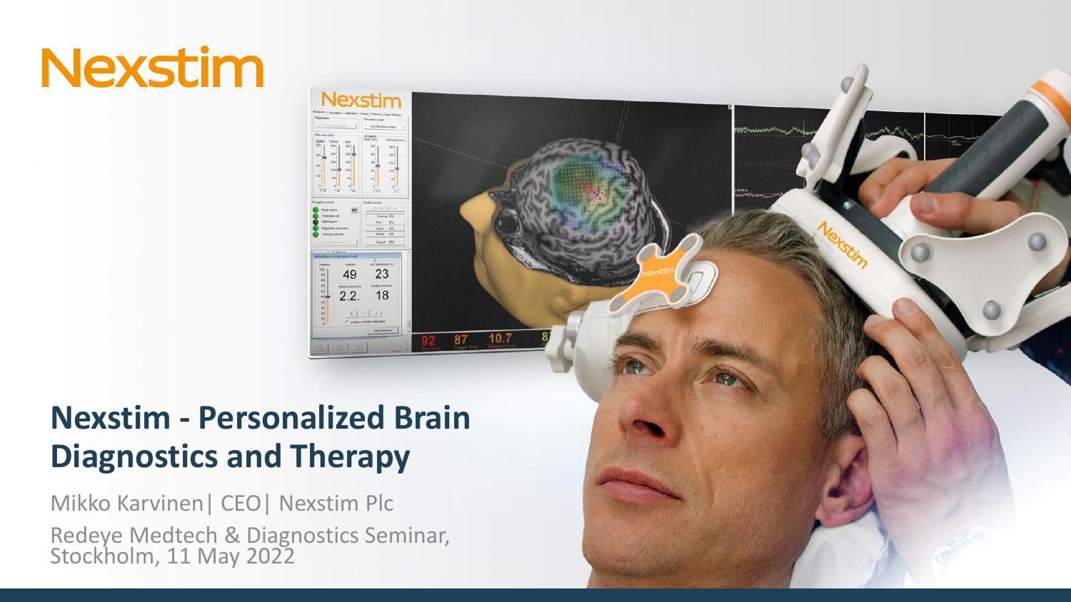# Nexstim

## Nexstim - Personalized Brain Diagnostics and Therapy

Mikko Karvinen| CEO| Nexstim Plc

Redeye Medtech & Diagnostics Seminar, Stockholm, 11 May 2022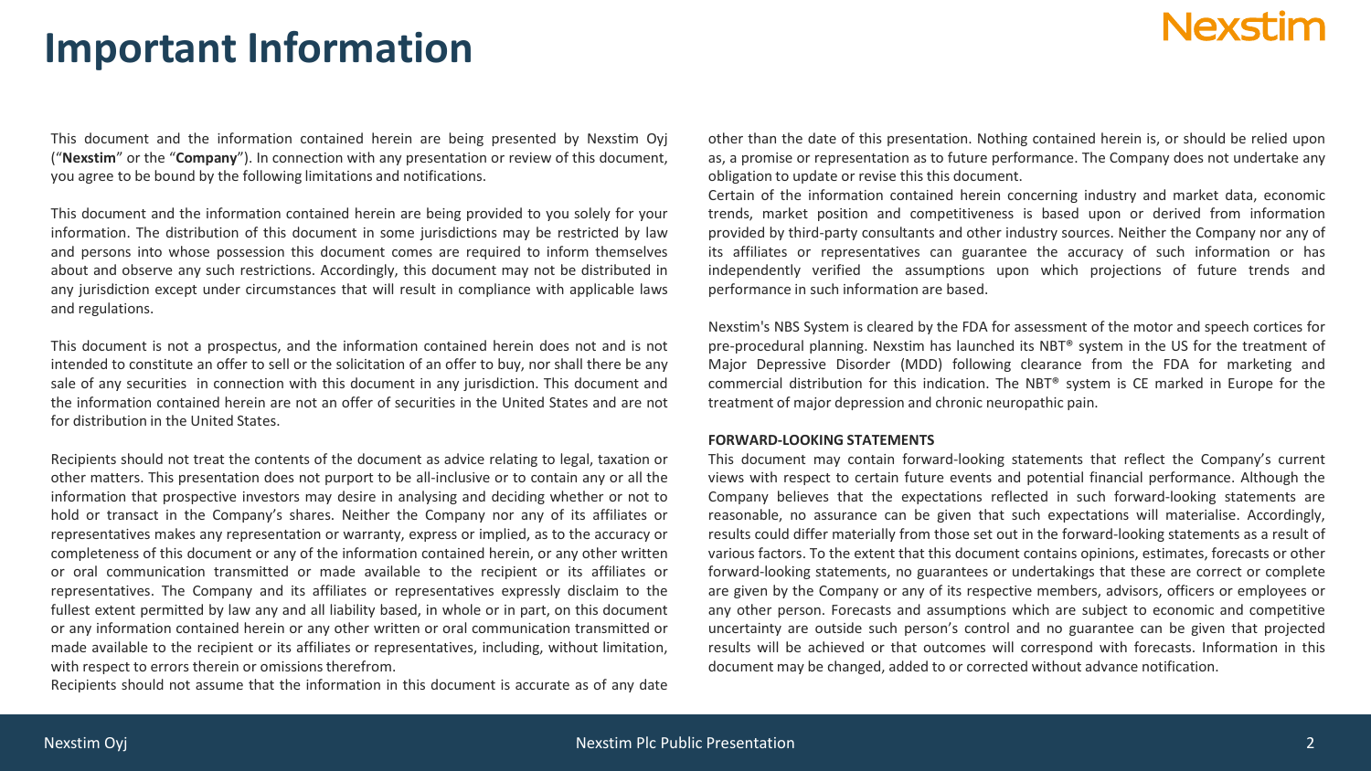# Important Information

This document and the information contained herein are being presented by Nexstim Oyj ("**Nexstim**" or the "**Company**"). In connection with any presentation or review of this document, you agree to be bound by the following limitations and notifications.

This document and the information contained herein are being provided to you solely for your information. The distribution of this document in some jurisdictions may be restricted by law and persons into whose possession this document comes are required to inform themselves about and observe any such restrictions. Accordingly, this document may not be distributed in any jurisdiction except under circumstances that will result in compliance with applicable laws and regulations.

This document is not a prospectus, and the information contained herein does not and is not intended to constitute an offer to sell or the solicitation of an offer to buy, nor shall there be any sale of any securities in connection with this document in any jurisdiction. This document and the information contained herein are not an offer of securities in the United States and are not for distribution in the United States.

Recipients should not treat the contents of the document as advice relating to legal, taxation or other matters. This presentation does not purport to be all-inclusive or to contain any or all the information that prospective investors may desire in analysing and deciding whether or not to hold or transact in the Company's shares. Neither the Company nor any of its affiliates or representatives makes any representation or warranty, express or implied, as to the accuracy or completeness of this document or any of the information contained herein, or any other written or oral communication transmitted or made available to the recipient or its affiliates or representatives. The Company and its affiliates or representatives expressly disclaim to the fullest extent permitted by law any and all liability based, in whole or in part, on this document or any information contained herein or any other written or oral communication transmitted or made available to the recipient or its affiliates or representatives, including, without limitation, with respect to errors therein or omissions therefrom.

Recipients should not assume that the information in this document is accurate as of any date other than the date of this presentation. Nothing contained herein is, or should be relied upon as, a promise or representation as to future performance. The Company does not undertake any obligation to update or revise this this document.

Certain of the information contained herein concerning industry and market data, economic trends, market position and competitiveness is based upon or derived from information provided by third-party consultants and other industry sources. Neither the Company nor any of its affiliates or representatives can guarantee the accuracy of such information or has independently verified the assumptions upon which projections of future trends and performance in such information are based.

Nexstim's NBS System is cleared by the FDA for assessment of the motor and speech cortices for pre-procedural planning. Nexstim has launched its NBT® system in the US for the treatment of Major Depressive Disorder (MDD) following clearance from the FDA for marketing and commercial distribution for this indication. The NBT® system is CE marked in Europe for the treatment of major depression and chronic neuropathic pain.

**FORWARD-LOOKING STATEMENTS**

This document may contain forward-looking statements that reflect the Company's current views with respect to certain future events and potential financial performance. Although the Company believes that the expectations reflected in such forward-looking statements are reasonable, no assurance can be given that such expectations will materialise. Accordingly, results could differ materially from those set out in the forward-looking statements as a result of various factors. To the extent that this document contains opinions, estimates, forecasts or other forward-looking statements, no guarantees or undertakings that these are correct or complete are given by the Company or any of its respective members, advisors, officers or employees or any other person. Forecasts and assumptions which are subject to economic and competitive uncertainty are outside such person's control and no guarantee can be given that projected results will be achieved or that outcomes will correspond with forecasts. Information in this document may be changed, added to or corrected without advance notification.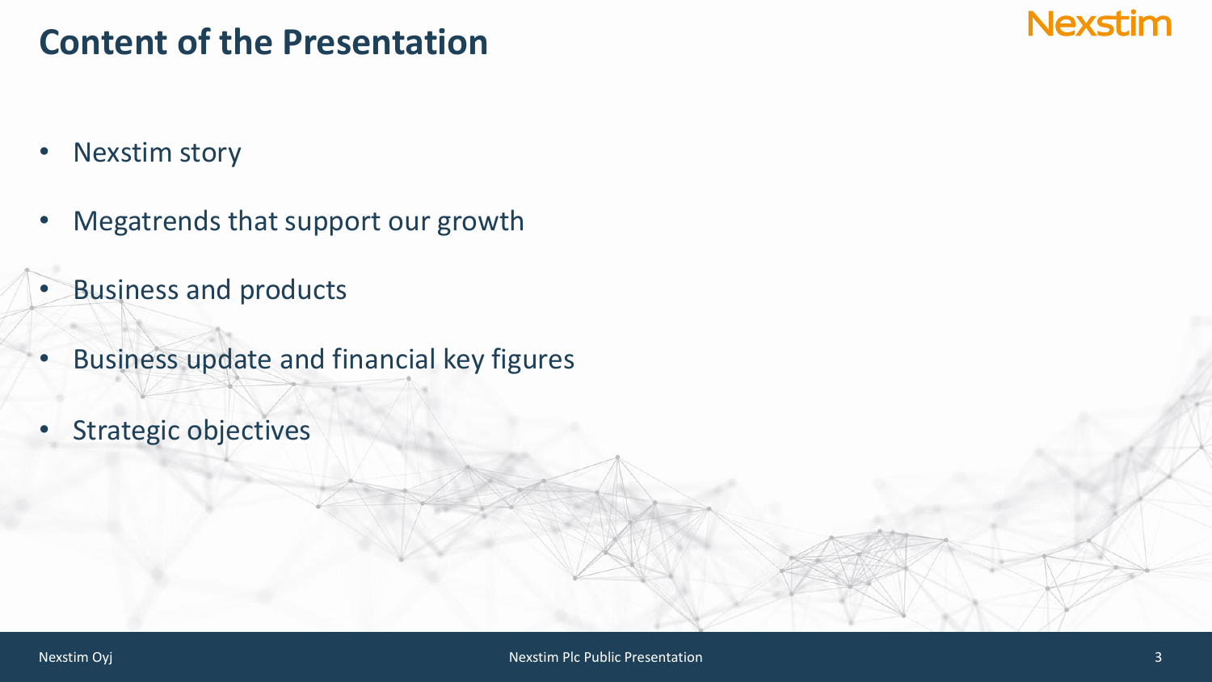# Content of the Presentation

- Nexstim story
- Megatrends that support our growth
- Business and products
- Business update and financial key figures
- Strategic objectives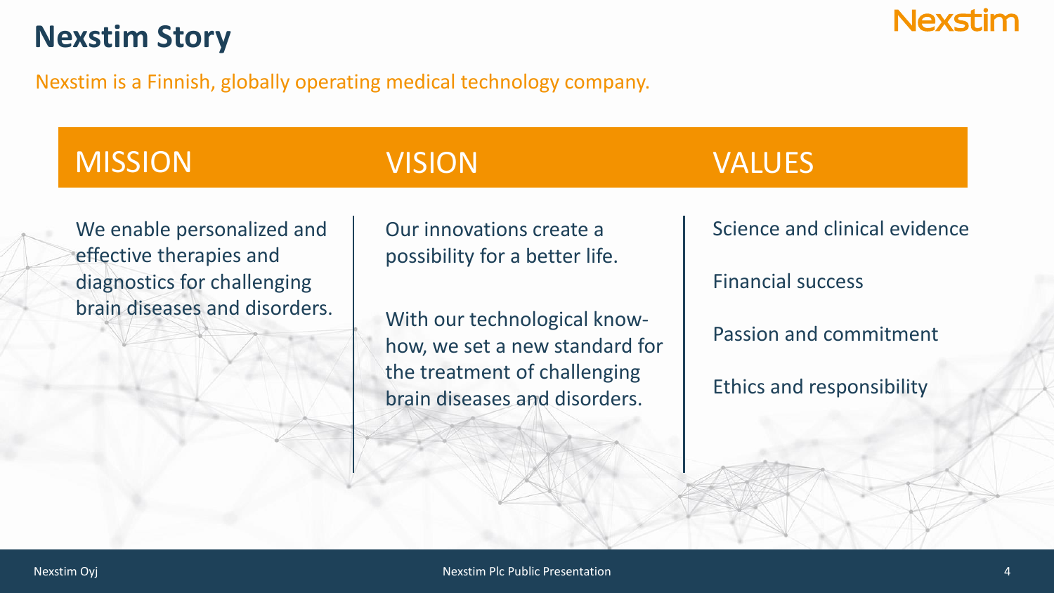# Nexstim Story

Nexstim is a Finnish, globally operating medical technology company.

## MISSION

We enable personalized and effective therapies and diagnostics for challenging brain diseases and disorders.

## VISION

Our innovations create a possibility for a better life.

With our technological know-how, we set a new standard for the treatment of challenging brain diseases and disorders.

## VALUES

Science and clinical evidence

Financial success

Passion and commitment

Ethics and responsibility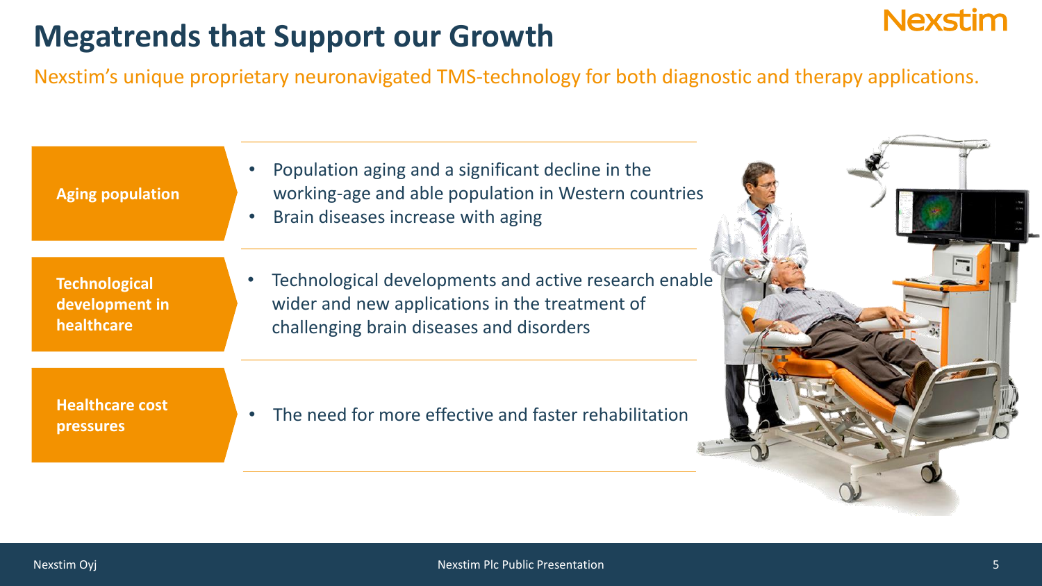# Megatrends that Support our Growth

Nexstim's unique proprietary neuronavigated TMS-technology for both diagnostic and therapy applications.

**Aging population**

- Population aging and a significant decline in the working-age and able population in Western countries
- Brain diseases increase with aging

**Technological development in healthcare**

- Technological developments and active research enable wider and new applications in the treatment of challenging brain diseases and disorders

**Healthcare cost pressures**

- The need for more effective and faster rehabilitation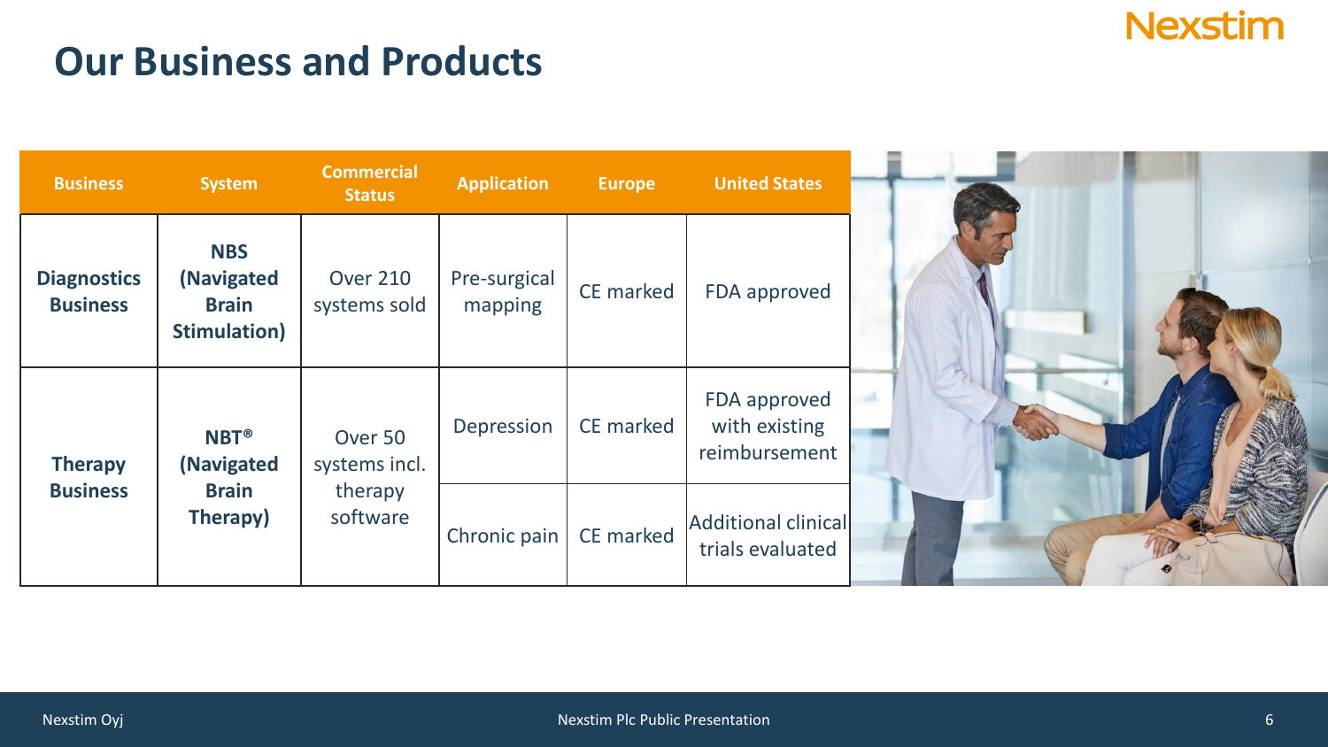# Our Business and Products

| Business | System | Commercial Status | Application | Europe | United States |
|---|---|---|---|---|---|
| **Diagnostics Business** | **NBS (Navigated Brain Stimulation)** | Over 210 systems sold | Pre-surgical mapping | CE marked | FDA approved |
| **Therapy Business** | **NBT® (Navigated Brain Therapy)** | Over 50 systems incl. therapy software | Depression | CE marked | FDA approved with existing reimbursement |
| | | | Chronic pain | CE marked | Additional clinical trials evaluated |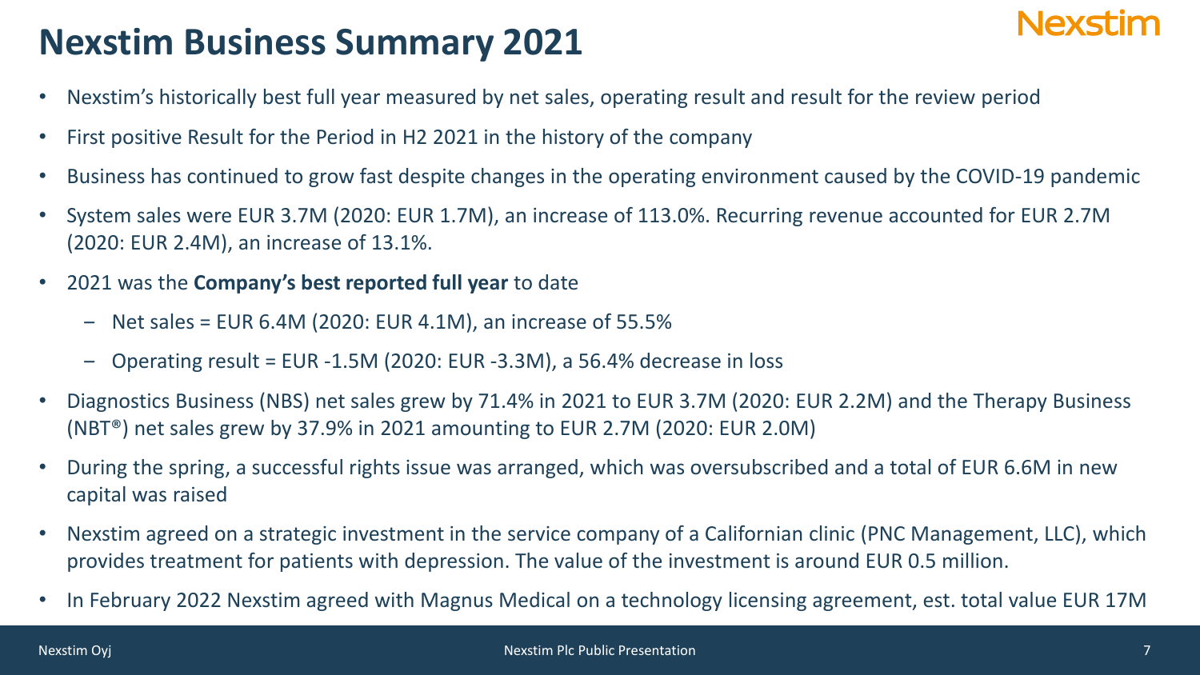# Nexstim Business Summary 2021

- Nexstim's historically best full year measured by net sales, operating result and result for the review period
- First positive Result for the Period in H2 2021 in the history of the company
- Business has continued to grow fast despite changes in the operating environment caused by the COVID-19 pandemic
- System sales were EUR 3.7M (2020: EUR 1.7M), an increase of 113.0%. Recurring revenue accounted for EUR 2.7M (2020: EUR 2.4M), an increase of 13.1%.
- 2021 was the **Company's best reported full year** to date
  - Net sales = EUR 6.4M (2020: EUR 4.1M), an increase of 55.5%
  - Operating result = EUR -1.5M (2020: EUR -3.3M), a 56.4% decrease in loss
- Diagnostics Business (NBS) net sales grew by 71.4% in 2021 to EUR 3.7M (2020: EUR 2.2M) and the Therapy Business (NBT®) net sales grew by 37.9% in 2021 amounting to EUR 2.7M (2020: EUR 2.0M)
- During the spring, a successful rights issue was arranged, which was oversubscribed and a total of EUR 6.6M in new capital was raised
- Nexstim agreed on a strategic investment in the service company of a Californian clinic (PNC Management, LLC), which provides treatment for patients with depression. The value of the investment is around EUR 0.5 million.
- In February 2022 Nexstim agreed with Magnus Medical on a technology licensing agreement, est. total value EUR 17M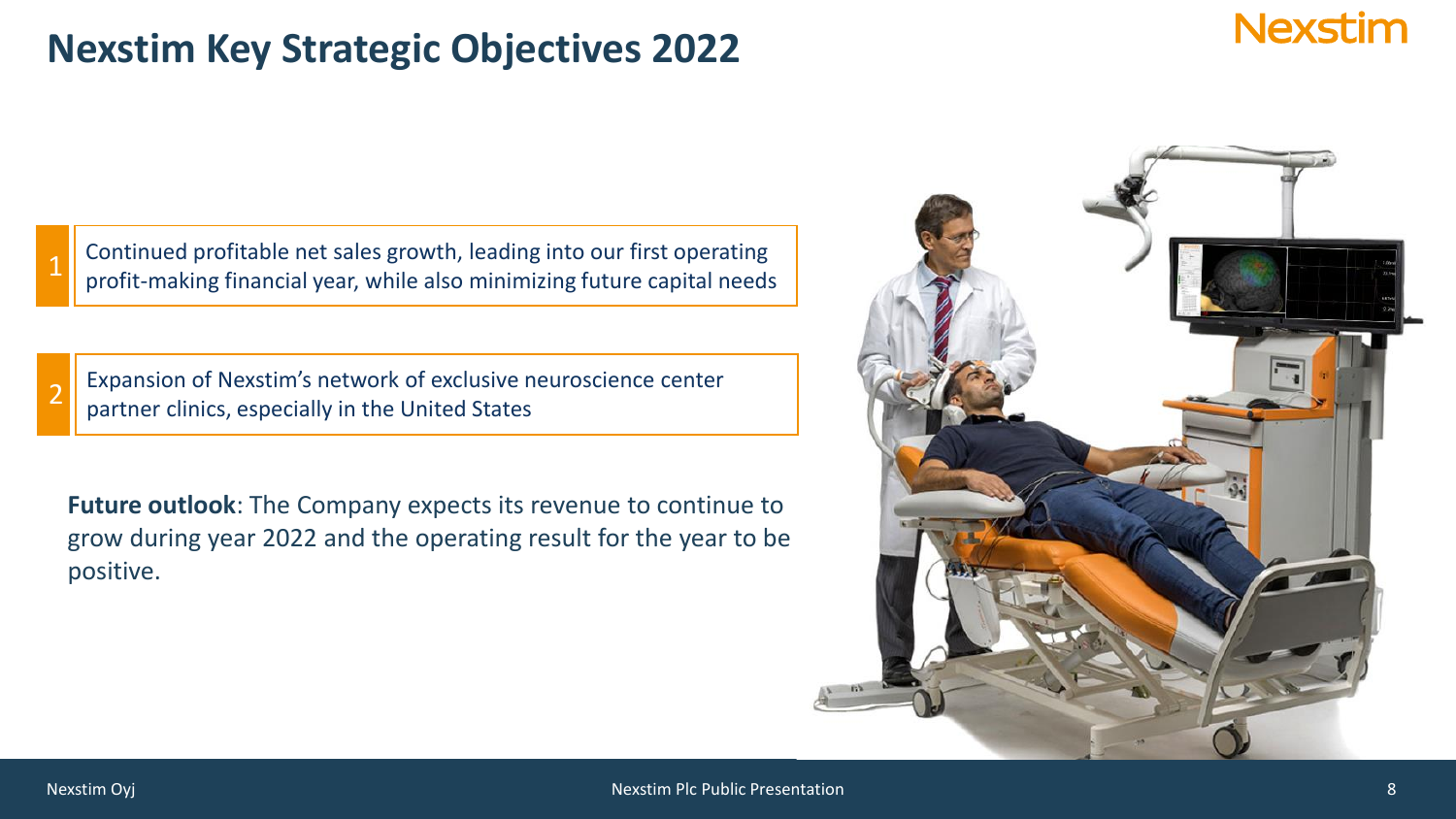# Nexstim Key Strategic Objectives 2022

1. Continued profitable net sales growth, leading into our first operating profit-making financial year, while also minimizing future capital needs

2. Expansion of Nexstim's network of exclusive neuroscience center partner clinics, especially in the United States

**Future outlook**: The Company expects its revenue to continue to grow during year 2022 and the operating result for the year to be positive.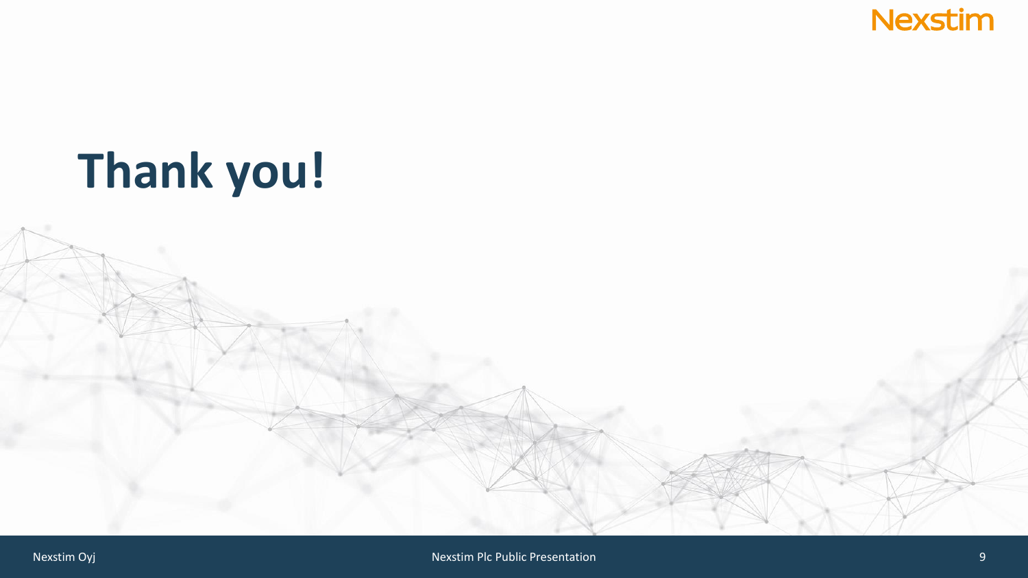# Thank you!